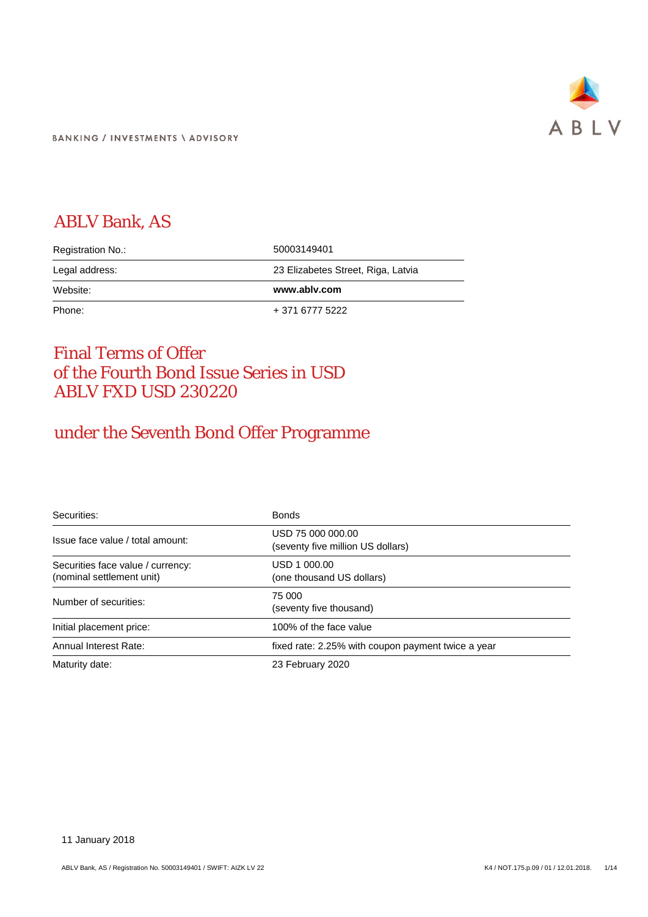BANKING / INVESTMENTS \ ADVISORY

ABLV

# ABLV Bank, AS

| | |
|---|---|
| Registration No.: | 50003149401 |
| Legal address: | 23 Elizabetes Street, Riga, Latvia |
| Website: | **www.ablv.com** |
| Phone: | + 371 6777 5222 |

# Final Terms of Offer of the Fourth Bond Issue Series in USD ABLV FXD USD 230220

## under the Seventh Bond Offer Programme

| | |
|---|---|
| Securities: | Bonds |
| Issue face value / total amount: | USD 75 000 000.00 (seventy five million US dollars) |
| Securities face value / currency: (nominal settlement unit) | USD 1 000.00 (one thousand US dollars) |
| Number of securities: | 75 000 (seventy five thousand) |
| Initial placement price: | 100% of the face value |
| Annual Interest Rate: | fixed rate: 2.25% with coupon payment twice a year |
| Maturity date: | 23 February 2020 |

11 January 2018

ABLV Bank, AS / Registration No. 50003149401 / SWIFT: AIZK LV 22

K4 / NOT.175.p.09 / 01 / 12.01.2018.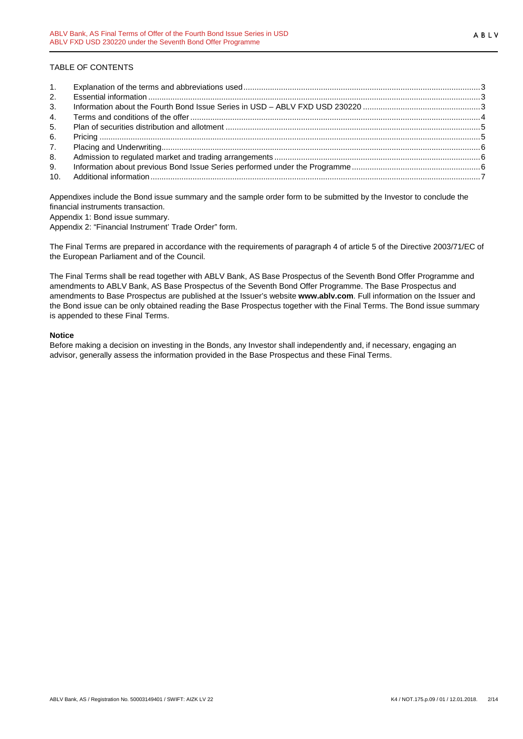TABLE OF CONTENTS

| | | |
|---|---|---|
| 1. | Explanation of the terms and abbreviations used | 3 |
| 2. | Essential information | 3 |
| 3. | Information about the Fourth Bond Issue Series in USD – ABLV FXD USD 230220 | 3 |
| 4. | Terms and conditions of the offer | 4 |
| 5. | Plan of securities distribution and allotment | 5 |
| 6. | Pricing | 5 |
| 7. | Placing and Underwriting | 6 |
| 8. | Admission to regulated market and trading arrangements | 6 |
| 9. | Information about previous Bond Issue Series performed under the Programme | 6 |
| 10. | Additional information | 7 |

Appendixes include the Bond issue summary and the sample order form to be submitted by the Investor to conclude the financial instruments transaction.

Appendix 1: Bond issue summary.

Appendix 2: "Financial Instrument' Trade Order" form.

The Final Terms are prepared in accordance with the requirements of paragraph 4 of article 5 of the Directive 2003/71/EC of the European Parliament and of the Council.

The Final Terms shall be read together with ABLV Bank, AS Base Prospectus of the Seventh Bond Offer Programme and amendments to ABLV Bank, AS Base Prospectus of the Seventh Bond Offer Programme. The Base Prospectus and amendments to Base Prospectus are published at the Issuer's website **www.ablv.com**. Full information on the Issuer and the Bond issue can be only obtained reading the Base Prospectus together with the Final Terms. The Bond issue summary is appended to these Final Terms.

**Notice**

Before making a decision on investing in the Bonds, any Investor shall independently and, if necessary, engaging an advisor, generally assess the information provided in the Base Prospectus and these Final Terms.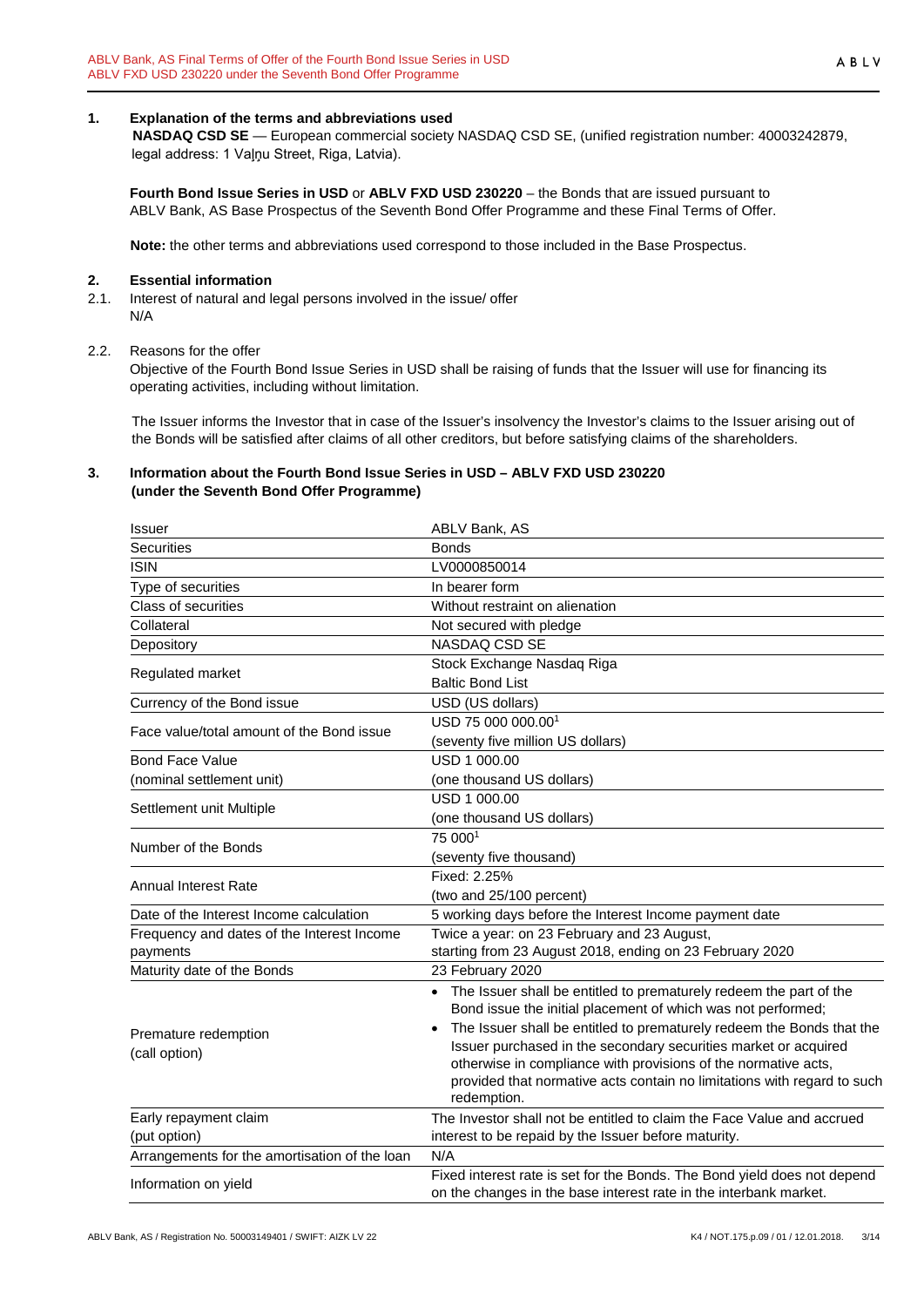## 1. Explanation of the terms and abbreviations used

**NASDAQ CSD SE** — European commercial society NASDAQ CSD SE, (unified registration number: 40003242879, legal address: 1 Vaļņu Street, Riga, Latvia).

**Fourth Bond Issue Series in USD** or **ABLV FXD USD 230220** – the Bonds that are issued pursuant to ABLV Bank, AS Base Prospectus of the Seventh Bond Offer Programme and these Final Terms of Offer.

**Note:** the other terms and abbreviations used correspond to those included in the Base Prospectus.

## 2. Essential information

2.1. Interest of natural and legal persons involved in the issue/ offer

N/A

2.2. Reasons for the offer

Objective of the Fourth Bond Issue Series in USD shall be raising of funds that the Issuer will use for financing its operating activities, including without limitation.

The Issuer informs the Investor that in case of the Issuer's insolvency the Investor's claims to the Issuer arising out of the Bonds will be satisfied after claims of all other creditors, but before satisfying claims of the shareholders.

## 3. Information about the Fourth Bond Issue Series in USD – ABLV FXD USD 230220 (under the Seventh Bond Offer Programme)

| | |
|---|---|
| Issuer | ABLV Bank, AS |
| Securities | Bonds |
| ISIN | LV0000850014 |
| Type of securities | In bearer form |
| Class of securities | Without restraint on alienation |
| Collateral | Not secured with pledge |
| Depository | NASDAQ CSD SE |
| Regulated market | Stock Exchange Nasdaq Riga<br>Baltic Bond List |
| Currency of the Bond issue | USD (US dollars) |
| Face value/total amount of the Bond issue | USD 75 000 000.00[1]<br>(seventy five million US dollars) |
| Bond Face Value<br>(nominal settlement unit) | USD 1 000.00<br>(one thousand US dollars) |
| Settlement unit Multiple | USD 1 000.00<br>(one thousand US dollars) |
| Number of the Bonds | 75 000[1]<br>(seventy five thousand) |
| Annual Interest Rate | Fixed: 2.25%<br>(two and 25/100 percent) |
| Date of the Interest Income calculation | 5 working days before the Interest Income payment date |
| Frequency and dates of the Interest Income payments | Twice a year: on 23 February and 23 August,<br>starting from 23 August 2018, ending on 23 February 2020 |
| Maturity date of the Bonds | 23 February 2020 |
| Premature redemption<br>(call option) | • The Issuer shall be entitled to prematurely redeem the part of the Bond issue the initial placement of which was not performed;<br>• The Issuer shall be entitled to prematurely redeem the Bonds that the Issuer purchased in the secondary securities market or acquired otherwise in compliance with provisions of the normative acts, provided that normative acts contain no limitations with regard to such redemption. |
| Early repayment claim<br>(put option) | The Investor shall not be entitled to claim the Face Value and accrued interest to be repaid by the Issuer before maturity. |
| Arrangements for the amortisation of the loan | N/A |
| Information on yield | Fixed interest rate is set for the Bonds. The Bond yield does not depend on the changes in the base interest rate in the interbank market. |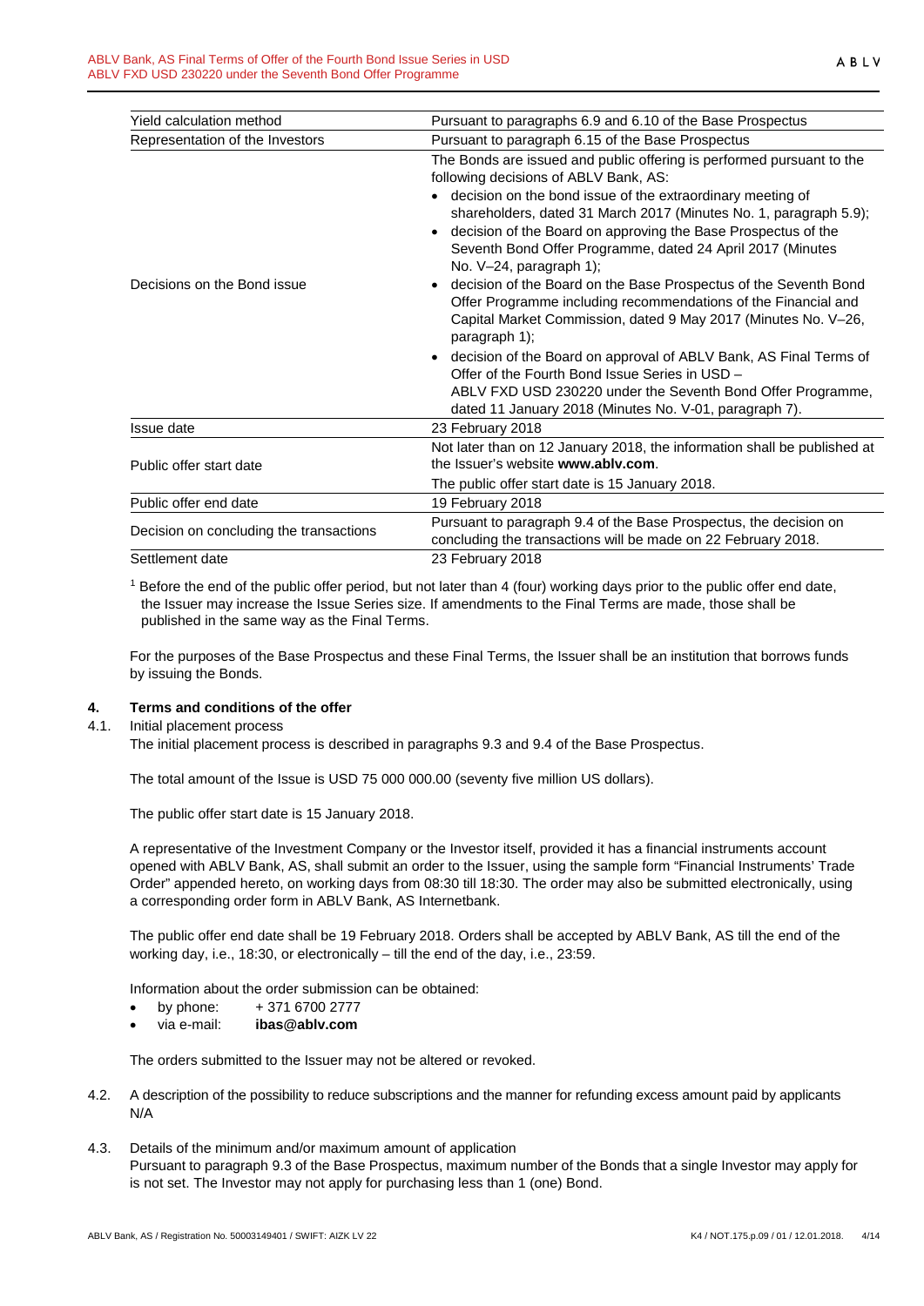| | |
|---|---|
| Yield calculation method | Pursuant to paragraphs 6.9 and 6.10 of the Base Prospectus |
| Representation of the Investors | Pursuant to paragraph 6.15 of the Base Prospectus |
| Decisions on the Bond issue | The Bonds are issued and public offering is performed pursuant to the following decisions of ABLV Bank, AS:<br>• decision on the bond issue of the extraordinary meeting of shareholders, dated 31 March 2017 (Minutes No. 1, paragraph 5.9);<br>• decision of the Board on approving the Base Prospectus of the Seventh Bond Offer Programme, dated 24 April 2017 (Minutes No. V–24, paragraph 1);<br>• decision of the Board on the Base Prospectus of the Seventh Bond Offer Programme including recommendations of the Financial and Capital Market Commission, dated 9 May 2017 (Minutes No. V–26, paragraph 1);<br>• decision of the Board on approval of ABLV Bank, AS Final Terms of Offer of the Fourth Bond Issue Series in USD – ABLV FXD USD 230220 under the Seventh Bond Offer Programme, dated 11 January 2018 (Minutes No. V-01, paragraph 7). |
| Issue date | 23 February 2018 |
| Public offer start date | Not later than on 12 January 2018, the information shall be published at the Issuer's website **www.ablv.com**.<br>The public offer start date is 15 January 2018. |
| Public offer end date | 19 February 2018 |
| Decision on concluding the transactions | Pursuant to paragraph 9.4 of the Base Prospectus, the decision on concluding the transactions will be made on 22 February 2018. |
| Settlement date | 23 February 2018 |

[1] Before the end of the public offer period, but not later than 4 (four) working days prior to the public offer end date, the Issuer may increase the Issue Series size. If amendments to the Final Terms are made, those shall be published in the same way as the Final Terms.

For the purposes of the Base Prospectus and these Final Terms, the Issuer shall be an institution that borrows funds by issuing the Bonds.

## 4. Terms and conditions of the offer

4.1. Initial placement process

The initial placement process is described in paragraphs 9.3 and 9.4 of the Base Prospectus.

The total amount of the Issue is USD 75 000 000.00 (seventy five million US dollars).

The public offer start date is 15 January 2018.

A representative of the Investment Company or the Investor itself, provided it has a financial instruments account opened with ABLV Bank, AS, shall submit an order to the Issuer, using the sample form "Financial Instruments' Trade Order" appended hereto, on working days from 08:30 till 18:30. The order may also be submitted electronically, using a corresponding order form in ABLV Bank, AS Internetbank.

The public offer end date shall be 19 February 2018. Orders shall be accepted by ABLV Bank, AS till the end of the working day, i.e., 18:30, or electronically – till the end of the day, i.e., 23:59.

Information about the order submission can be obtained:

- by phone: + 371 6700 2777
- via e-mail: **ibas@ablv.com**

The orders submitted to the Issuer may not be altered or revoked.

4.2. A description of the possibility to reduce subscriptions and the manner for refunding excess amount paid by applicants

N/A

4.3. Details of the minimum and/or maximum amount of application

Pursuant to paragraph 9.3 of the Base Prospectus, maximum number of the Bonds that a single Investor may apply for is not set. The Investor may not apply for purchasing less than 1 (one) Bond.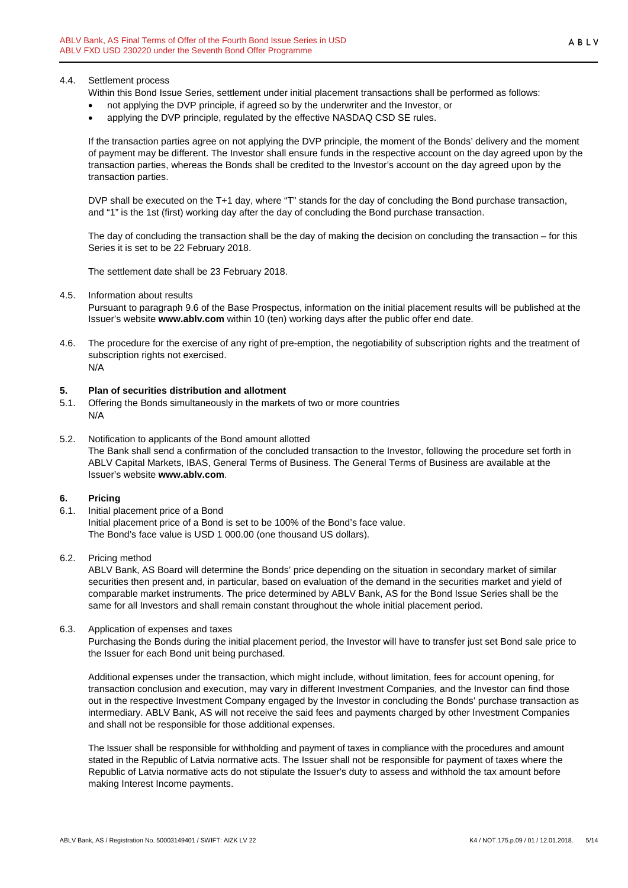4.4. Settlement process

Within this Bond Issue Series, settlement under initial placement transactions shall be performed as follows:

- not applying the DVP principle, if agreed so by the underwriter and the Investor, or
- applying the DVP principle, regulated by the effective NASDAQ CSD SE rules.

If the transaction parties agree on not applying the DVP principle, the moment of the Bonds' delivery and the moment of payment may be different. The Investor shall ensure funds in the respective account on the day agreed upon by the transaction parties, whereas the Bonds shall be credited to the Investor's account on the day agreed upon by the transaction parties.

DVP shall be executed on the T+1 day, where "T" stands for the day of concluding the Bond purchase transaction, and "1" is the 1st (first) working day after the day of concluding the Bond purchase transaction.

The day of concluding the transaction shall be the day of making the decision on concluding the transaction – for this Series it is set to be 22 February 2018.

The settlement date shall be 23 February 2018.

4.5. Information about results

Pursuant to paragraph 9.6 of the Base Prospectus, information on the initial placement results will be published at the Issuer's website **www.ablv.com** within 10 (ten) working days after the public offer end date.

4.6. The procedure for the exercise of any right of pre-emption, the negotiability of subscription rights and the treatment of subscription rights not exercised.

N/A

## 5. Plan of securities distribution and allotment

5.1. Offering the Bonds simultaneously in the markets of two or more countries

N/A

5.2. Notification to applicants of the Bond amount allotted

The Bank shall send a confirmation of the concluded transaction to the Investor, following the procedure set forth in ABLV Capital Markets, IBAS, General Terms of Business. The General Terms of Business are available at the Issuer's website **www.ablv.com**.

## 6. Pricing

6.1. Initial placement price of a Bond

Initial placement price of a Bond is set to be 100% of the Bond's face value.
The Bond's face value is USD 1 000.00 (one thousand US dollars).

6.2. Pricing method

ABLV Bank, AS Board will determine the Bonds' price depending on the situation in secondary market of similar securities then present and, in particular, based on evaluation of the demand in the securities market and yield of comparable market instruments. The price determined by ABLV Bank, AS for the Bond Issue Series shall be the same for all Investors and shall remain constant throughout the whole initial placement period.

6.3. Application of expenses and taxes

Purchasing the Bonds during the initial placement period, the Investor will have to transfer just set Bond sale price to the Issuer for each Bond unit being purchased.

Additional expenses under the transaction, which might include, without limitation, fees for account opening, for transaction conclusion and execution, may vary in different Investment Companies, and the Investor can find those out in the respective Investment Company engaged by the Investor in concluding the Bonds' purchase transaction as intermediary. ABLV Bank, AS will not receive the said fees and payments charged by other Investment Companies and shall not be responsible for those additional expenses.

The Issuer shall be responsible for withholding and payment of taxes in compliance with the procedures and amount stated in the Republic of Latvia normative acts. The Issuer shall not be responsible for payment of taxes where the Republic of Latvia normative acts do not stipulate the Issuer's duty to assess and withhold the tax amount before making Interest Income payments.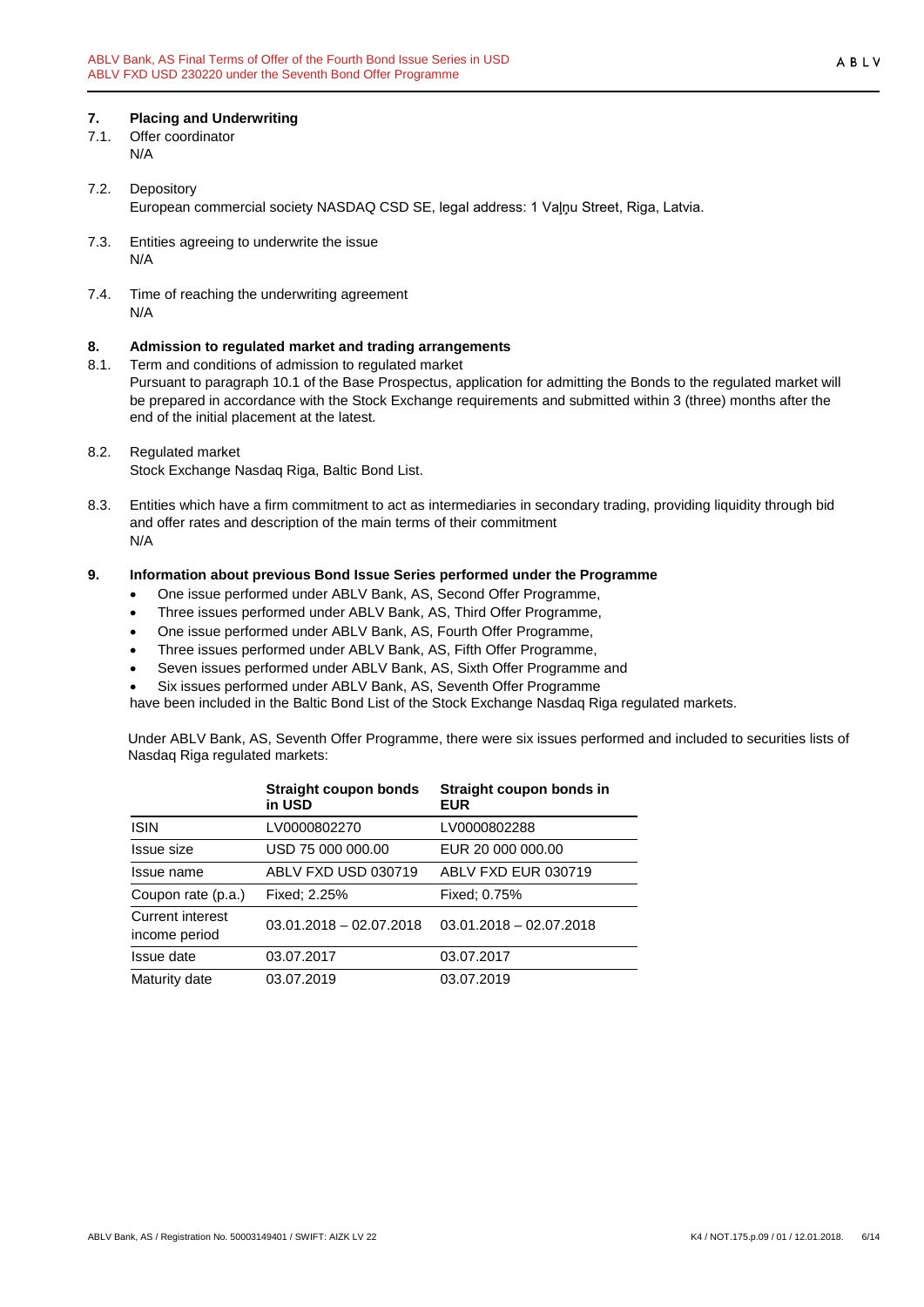## 7. Placing and Underwriting

7.1. Offer coordinator
N/A

7.2. Depository
European commercial society NASDAQ CSD SE, legal address: 1 Vaļņu Street, Riga, Latvia.

7.3. Entities agreeing to underwrite the issue
N/A

7.4. Time of reaching the underwriting agreement
N/A

## 8. Admission to regulated market and trading arrangements

8.1. Term and conditions of admission to regulated market
Pursuant to paragraph 10.1 of the Base Prospectus, application for admitting the Bonds to the regulated market will be prepared in accordance with the Stock Exchange requirements and submitted within 3 (three) months after the end of the initial placement at the latest.

8.2. Regulated market
Stock Exchange Nasdaq Riga, Baltic Bond List.

8.3. Entities which have a firm commitment to act as intermediaries in secondary trading, providing liquidity through bid and offer rates and description of the main terms of their commitment
N/A

## 9. Information about previous Bond Issue Series performed under the Programme

- One issue performed under ABLV Bank, AS, Second Offer Programme,
- Three issues performed under ABLV Bank, AS, Third Offer Programme,
- One issue performed under ABLV Bank, AS, Fourth Offer Programme,
- Three issues performed under ABLV Bank, AS, Fifth Offer Programme,
- Seven issues performed under ABLV Bank, AS, Sixth Offer Programme and
- Six issues performed under ABLV Bank, AS, Seventh Offer Programme

have been included in the Baltic Bond List of the Stock Exchange Nasdaq Riga regulated markets.

Under ABLV Bank, AS, Seventh Offer Programme, there were six issues performed and included to securities lists of Nasdaq Riga regulated markets:

| | Straight coupon bonds in USD | Straight coupon bonds in EUR |
|---|---|---|
| ISIN | LV0000802270 | LV0000802288 |
| Issue size | USD 75 000 000.00 | EUR 20 000 000.00 |
| Issue name | ABLV FXD USD 030719 | ABLV FXD EUR 030719 |
| Coupon rate (p.a.) | Fixed; 2.25% | Fixed; 0.75% |
| Current interest income period | 03.01.2018 – 02.07.2018 | 03.01.2018 – 02.07.2018 |
| Issue date | 03.07.2017 | 03.07.2017 |
| Maturity date | 03.07.2019 | 03.07.2019 |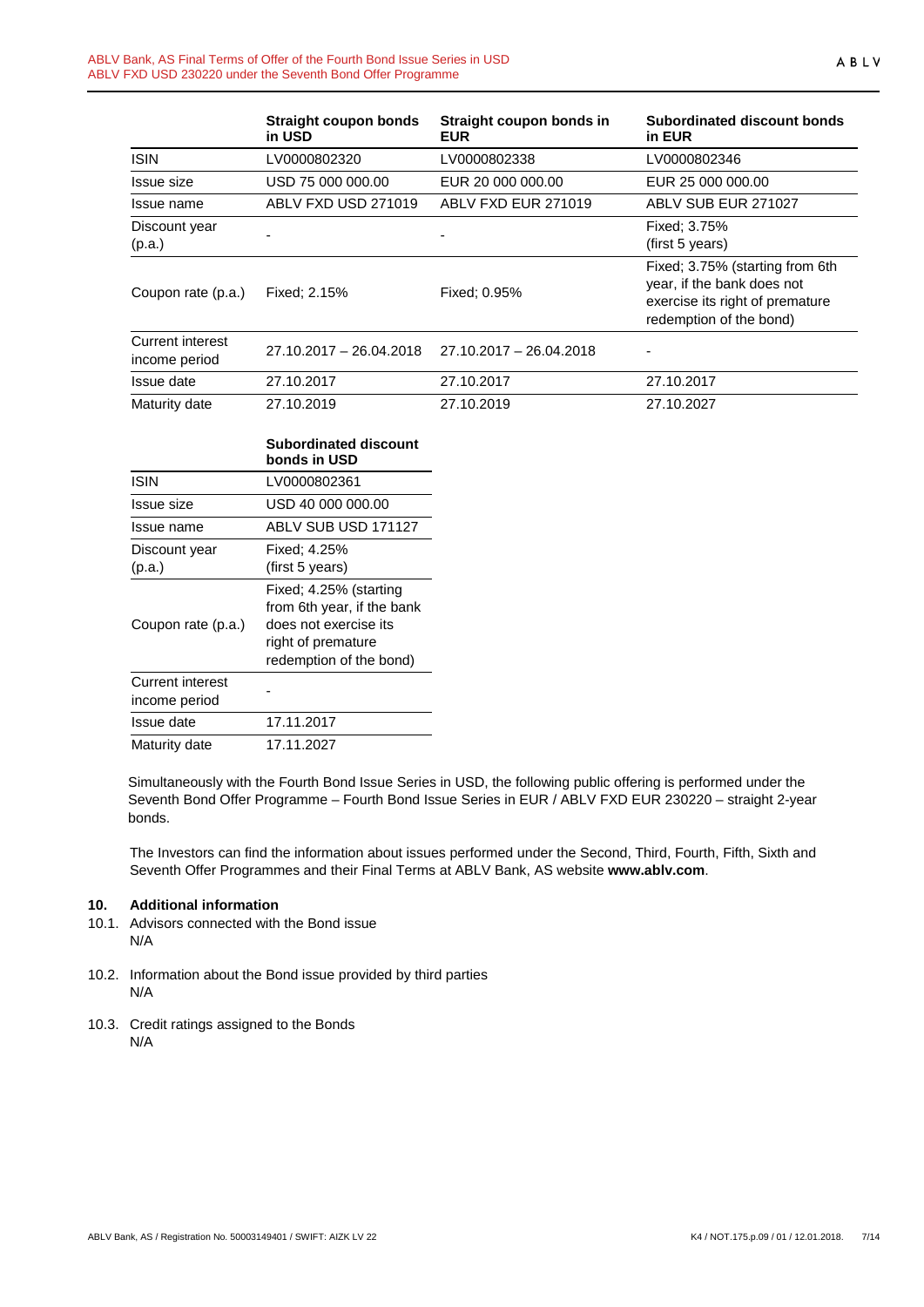| | Straight coupon bonds in USD | Straight coupon bonds in EUR | Subordinated discount bonds in EUR |
|---|---|---|---|
| ISIN | LV0000802320 | LV0000802338 | LV0000802346 |
| Issue size | USD 75 000 000.00 | EUR 20 000 000.00 | EUR 25 000 000.00 |
| Issue name | ABLV FXD USD 271019 | ABLV FXD EUR 271019 | ABLV SUB EUR 271027 |
| Discount year (p.a.) | - | - | Fixed; 3.75% (first 5 years) |
| Coupon rate (p.a.) | Fixed; 2.15% | Fixed; 0.95% | Fixed; 3.75% (starting from 6th year, if the bank does not exercise its right of premature redemption of the bond) |
| Current interest income period | 27.10.2017 – 26.04.2018 | 27.10.2017 – 26.04.2018 | - |
| Issue date | 27.10.2017 | 27.10.2017 | 27.10.2017 |
| Maturity date | 27.10.2019 | 27.10.2019 | 27.10.2027 |

| | Subordinated discount bonds in USD |
|---|---|
| ISIN | LV0000802361 |
| Issue size | USD 40 000 000.00 |
| Issue name | ABLV SUB USD 171127 |
| Discount year (p.a.) | Fixed; 4.25% (first 5 years) |
| Coupon rate (p.a.) | Fixed; 4.25% (starting from 6th year, if the bank does not exercise its right of premature redemption of the bond) |
| Current interest income period | - |
| Issue date | 17.11.2017 |
| Maturity date | 17.11.2027 |

Simultaneously with the Fourth Bond Issue Series in USD, the following public offering is performed under the Seventh Bond Offer Programme – Fourth Bond Issue Series in EUR / ABLV FXD EUR 230220 – straight 2-year bonds.

The Investors can find the information about issues performed under the Second, Third, Fourth, Fifth, Sixth and Seventh Offer Programmes and their Final Terms at ABLV Bank, AS website **www.ablv.com**.

## 10. Additional information

10.1. Advisors connected with the Bond issue
N/A

10.2. Information about the Bond issue provided by third parties
N/A

10.3. Credit ratings assigned to the Bonds
N/A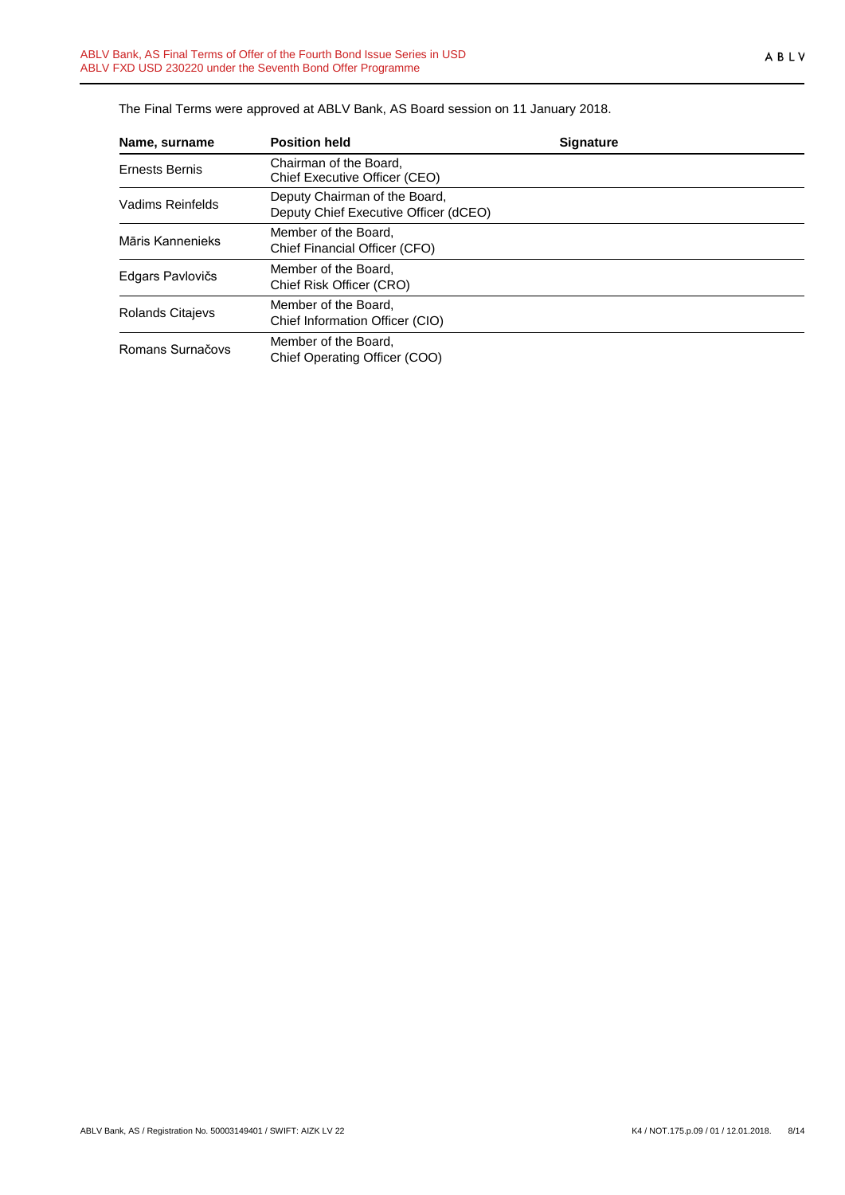The Final Terms were approved at ABLV Bank, AS Board session on 11 January 2018.

| Name, surname | Position held | Signature |
| --- | --- | --- |
| Ernests Bernis | Chairman of the Board, Chief Executive Officer (CEO) | |
| Vadims Reinfelds | Deputy Chairman of the Board, Deputy Chief Executive Officer (dCEO) | |
| Māris Kannenieks | Member of the Board, Chief Financial Officer (CFO) | |
| Edgars Pavlovičs | Member of the Board, Chief Risk Officer (CRO) | |
| Rolands Citajevs | Member of the Board, Chief Information Officer (CIO) | |
| Romans Surnačovs | Member of the Board, Chief Operating Officer (COO) | |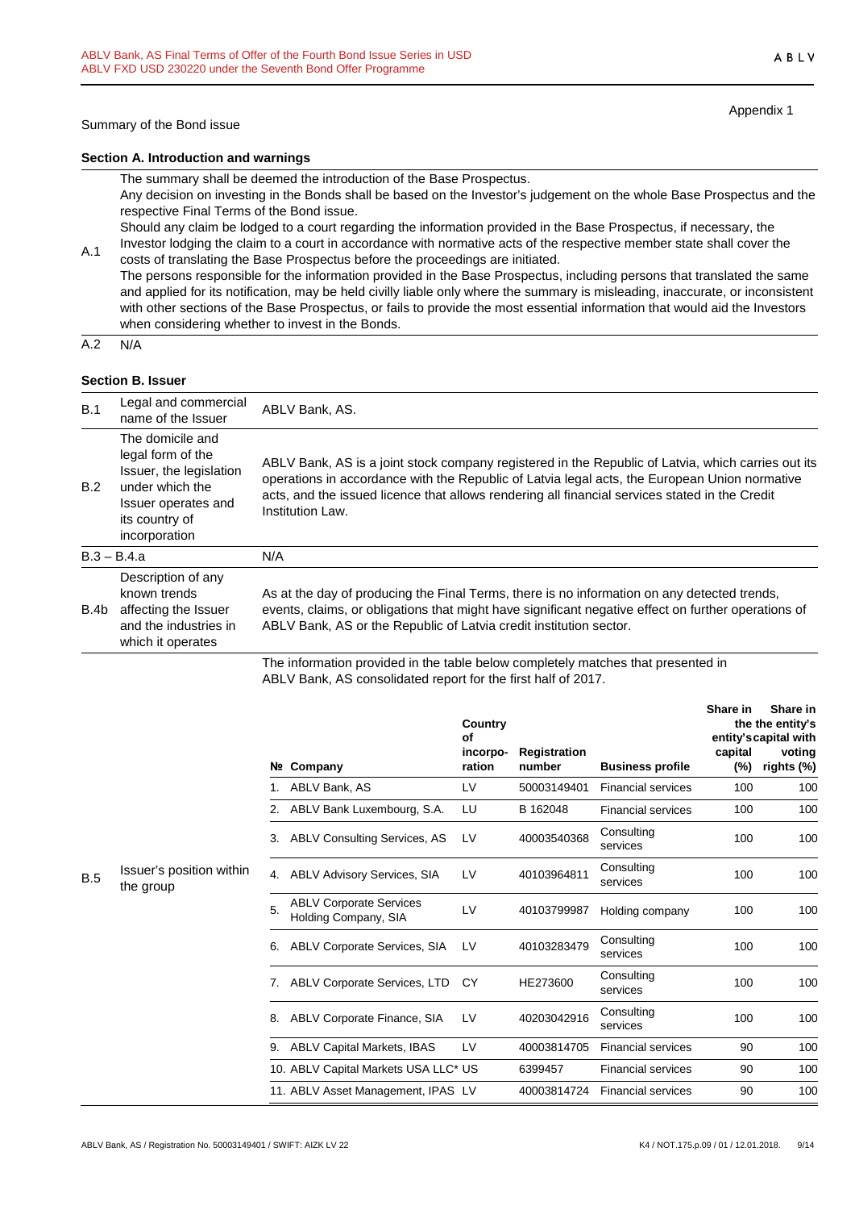Appendix 1

Summary of the Bond issue

**Section A. Introduction and warnings**

| | |
|---|---|
| A.1 | The summary shall be deemed the introduction of the Base Prospectus.<br>Any decision on investing in the Bonds shall be based on the Investor's judgement on the whole Base Prospectus and the respective Final Terms of the Bond issue.<br>Should any claim be lodged to a court regarding the information provided in the Base Prospectus, if necessary, the Investor lodging the claim to a court in accordance with normative acts of the respective member state shall cover the costs of translating the Base Prospectus before the proceedings are initiated.<br>The persons responsible for the information provided in the Base Prospectus, including persons that translated the same and applied for its notification, may be held civilly liable only where the summary is misleading, inaccurate, or inconsistent with other sections of the Base Prospectus, or fails to provide the most essential information that would aid the Investors when considering whether to invest in the Bonds. |
| A.2 | N/A |

**Section B. Issuer**

| | | |
|---|---|---|
| B.1 | Legal and commercial name of the Issuer | ABLV Bank, AS. |
| B.2 | The domicile and legal form of the Issuer, the legislation under which the Issuer operates and its country of incorporation | ABLV Bank, AS is a joint stock company registered in the Republic of Latvia, which carries out its operations in accordance with the Republic of Latvia legal acts, the European Union normative acts, and the issued licence that allows rendering all financial services stated in the Credit Institution Law. |
| B.3 – B.4.a | | N/A |
| B.4b | Description of any known trends affecting the Issuer and the industries in which it operates | As at the day of producing the Final Terms, there is no information on any detected trends, events, claims, or obligations that might have significant negative effect on further operations of ABLV Bank, AS or the Republic of Latvia credit institution sector. |
| B.5 | Issuer's position within the group | The information provided in the table below completely matches that presented in ABLV Bank, AS consolidated report for the first half of 2017. |

| № | Company | Country of incorpo-ration | Registration number | Business profile | Share in the entity's capital (%) | Share in the entity's capital with voting rights (%) |
|---|---|---|---|---|---|---|
| 1. | ABLV Bank, AS | LV | 50003149401 | Financial services | 100 | 100 |
| 2. | ABLV Bank Luxembourg, S.A. | LU | B 162048 | Financial services | 100 | 100 |
| 3. | ABLV Consulting Services, AS | LV | 40003540368 | Consulting services | 100 | 100 |
| 4. | ABLV Advisory Services, SIA | LV | 40103964811 | Consulting services | 100 | 100 |
| 5. | ABLV Corporate Services Holding Company, SIA | LV | 40103799987 | Holding company | 100 | 100 |
| 6. | ABLV Corporate Services, SIA | LV | 40103283479 | Consulting services | 100 | 100 |
| 7. | ABLV Corporate Services, LTD | CY | HE273600 | Consulting services | 100 | 100 |
| 8. | ABLV Corporate Finance, SIA | LV | 40203042916 | Consulting services | 100 | 100 |
| 9. | ABLV Capital Markets, IBAS | LV | 40003814705 | Financial services | 90 | 100 |
| 10. | ABLV Capital Markets USA LLC* | US | 6399457 | Financial services | 90 | 100 |
| 11. | ABLV Asset Management, IPAS | LV | 40003814724 | Financial services | 90 | 100 |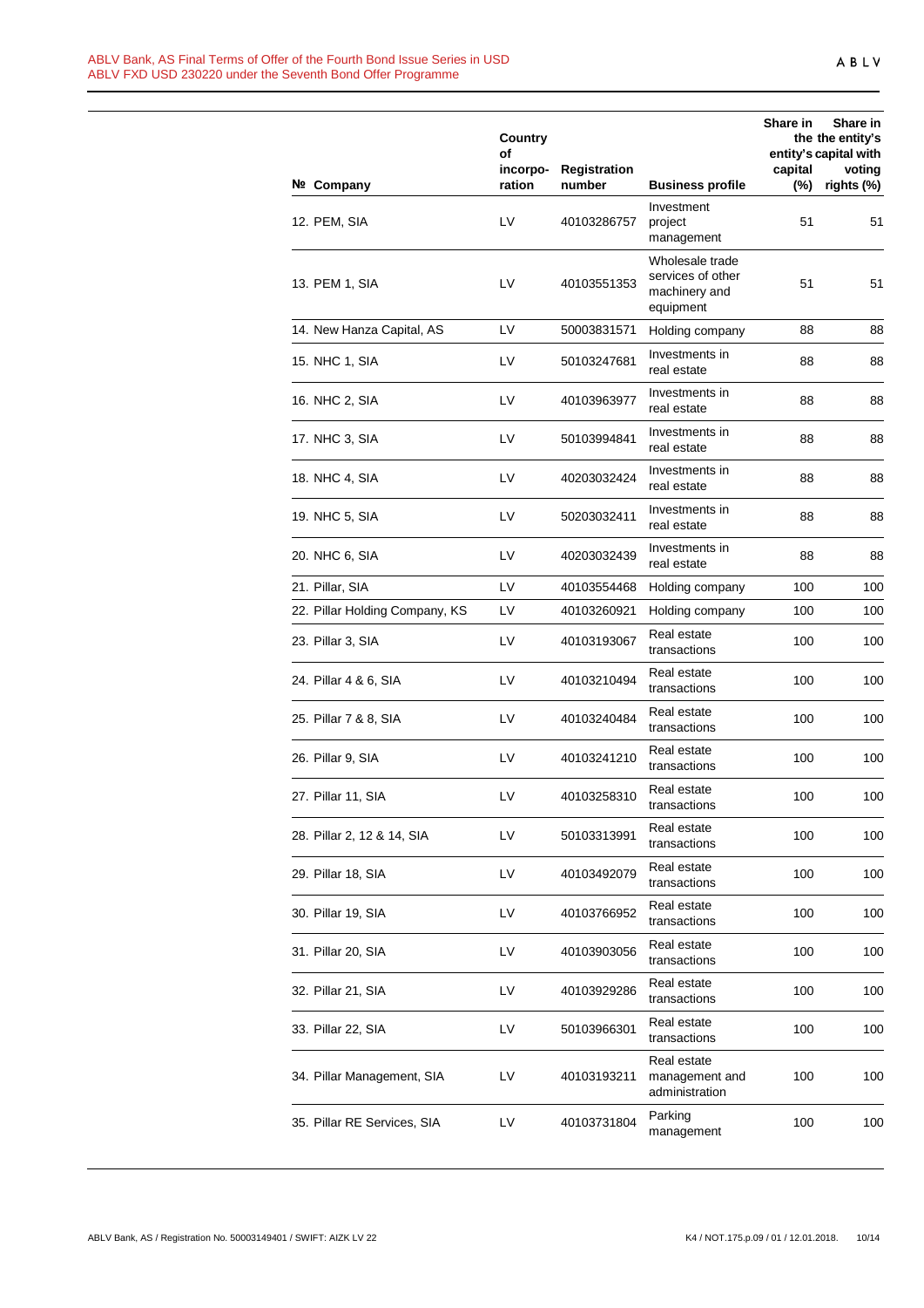| № | Company | Country of incorpo-ration | Registration number | Business profile | Share in the entity's capital (%) | Share in the entity's capital with voting rights (%) |
|---|---|---|---|---|---|---|
| 12. | PEM, SIA | LV | 40103286757 | Investment project management | 51 | 51 |
| 13. | PEM 1, SIA | LV | 40103551353 | Wholesale trade services of other machinery and equipment | 51 | 51 |
| 14. | New Hanza Capital, AS | LV | 50003831571 | Holding company | 88 | 88 |
| 15. | NHC 1, SIA | LV | 50103247681 | Investments in real estate | 88 | 88 |
| 16. | NHC 2, SIA | LV | 40103963977 | Investments in real estate | 88 | 88 |
| 17. | NHC 3, SIA | LV | 50103994841 | Investments in real estate | 88 | 88 |
| 18. | NHC 4, SIA | LV | 40203032424 | Investments in real estate | 88 | 88 |
| 19. | NHC 5, SIA | LV | 50203032411 | Investments in real estate | 88 | 88 |
| 20. | NHC 6, SIA | LV | 40203032439 | Investments in real estate | 88 | 88 |
| 21. | Pillar, SIA | LV | 40103554468 | Holding company | 100 | 100 |
| 22. | Pillar Holding Company, KS | LV | 40103260921 | Holding company | 100 | 100 |
| 23. | Pillar 3, SIA | LV | 40103193067 | Real estate transactions | 100 | 100 |
| 24. | Pillar 4 & 6, SIA | LV | 40103210494 | Real estate transactions | 100 | 100 |
| 25. | Pillar 7 & 8, SIA | LV | 40103240484 | Real estate transactions | 100 | 100 |
| 26. | Pillar 9, SIA | LV | 40103241210 | Real estate transactions | 100 | 100 |
| 27. | Pillar 11, SIA | LV | 40103258310 | Real estate transactions | 100 | 100 |
| 28. | Pillar 2, 12 & 14, SIA | LV | 50103313991 | Real estate transactions | 100 | 100 |
| 29. | Pillar 18, SIA | LV | 40103492079 | Real estate transactions | 100 | 100 |
| 30. | Pillar 19, SIA | LV | 40103766952 | Real estate transactions | 100 | 100 |
| 31. | Pillar 20, SIA | LV | 40103903056 | Real estate transactions | 100 | 100 |
| 32. | Pillar 21, SIA | LV | 40103929286 | Real estate transactions | 100 | 100 |
| 33. | Pillar 22, SIA | LV | 50103966301 | Real estate transactions | 100 | 100 |
| 34. | Pillar Management, SIA | LV | 40103193211 | Real estate management and administration | 100 | 100 |
| 35. | Pillar RE Services, SIA | LV | 40103731804 | Parking management | 100 | 100 |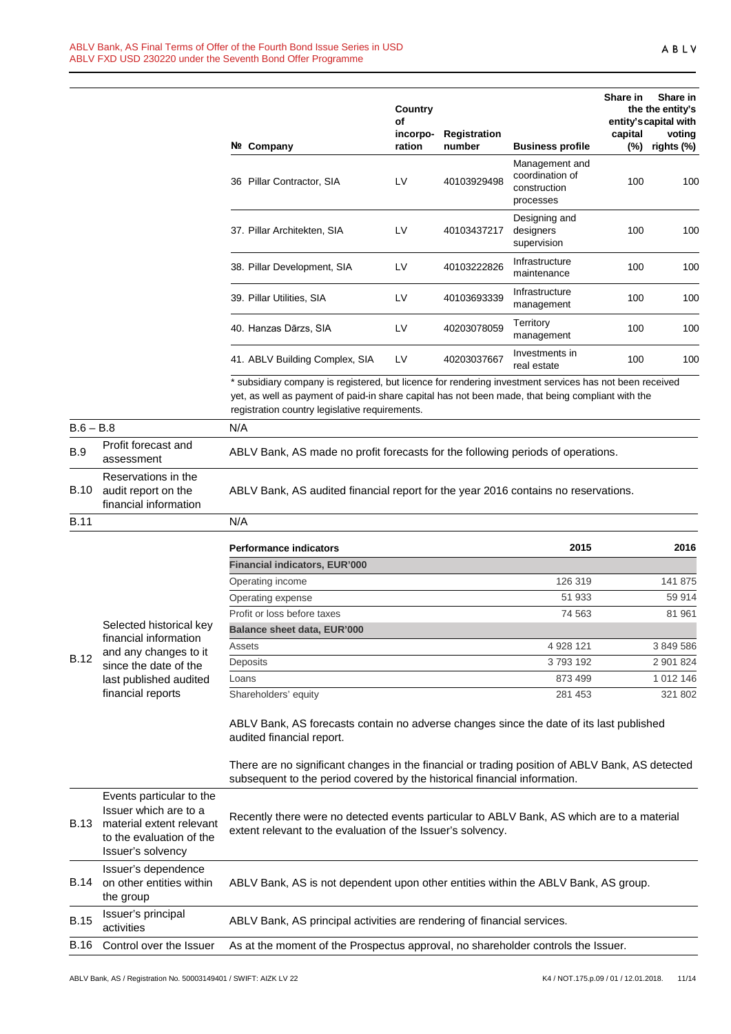| № | Company | Country of incorpo-ration | Registration number | Business profile | Share in entity's capital (%) | Share in the the entity's capital with voting rights (%) |
|---|---|---|---|---|---|---|
| 36 | Pillar Contractor, SIA | LV | 40103929498 | Management and coordination of construction processes | 100 | 100 |
| 37. | Pillar Architekten, SIA | LV | 40103437217 | Designing and designers supervision | 100 | 100 |
| 38. | Pillar Development, SIA | LV | 40103222826 | Infrastructure maintenance | 100 | 100 |
| 39. | Pillar Utilities, SIA | LV | 40103693339 | Infrastructure management | 100 | 100 |
| 40. | Hanzas Dārzs, SIA | LV | 40203078059 | Territory management | 100 | 100 |
| 41. | ABLV Building Complex, SIA | LV | 40203037667 | Investments in real estate | 100 | 100 |

* subsidiary company is registered, but licence for rendering investment services has not been received yet, as well as payment of paid-in share capital has not been made, that being compliant with the registration country legislative requirements.

| | | |
|---|---|---|
| B.6 – B.8 | | N/A |
| B.9 | Profit forecast and assessment | ABLV Bank, AS made no profit forecasts for the following periods of operations. |
| B.10 | Reservations in the audit report on the financial information | ABLV Bank, AS audited financial report for the year 2016 contains no reservations. |
| B.11 | | N/A |

**B.12 Selected historical key financial information and any changes to it since the date of the last published audited financial reports**

| Performance indicators | 2015 | 2016 |
|---|---|---|
| **Financial indicators, EUR'000** | | |
| Operating income | 126 319 | 141 875 |
| Operating expense | 51 933 | 59 914 |
| Profit or loss before taxes | 74 563 | 81 961 |
| **Balance sheet data, EUR'000** | | |
| Assets | 4 928 121 | 3 849 586 |
| Deposits | 3 793 192 | 2 901 824 |
| Loans | 873 499 | 1 012 146 |
| Shareholders' equity | 281 453 | 321 802 |

ABLV Bank, AS forecasts contain no adverse changes since the date of its last published audited financial report.

There are no significant changes in the financial or trading position of ABLV Bank, AS detected subsequent to the period covered by the historical financial information.

| | | |
|---|---|---|
| B.13 | Events particular to the Issuer which are to a material extent relevant to the evaluation of the Issuer's solvency | Recently there were no detected events particular to ABLV Bank, AS which are to a material extent relevant to the evaluation of the Issuer's solvency. |
| B.14 | Issuer's dependence on other entities within the group | ABLV Bank, AS is not dependent upon other entities within the ABLV Bank, AS group. |
| B.15 | Issuer's principal activities | ABLV Bank, AS principal activities are rendering of financial services. |
| B.16 | Control over the Issuer | As at the moment of the Prospectus approval, no shareholder controls the Issuer. |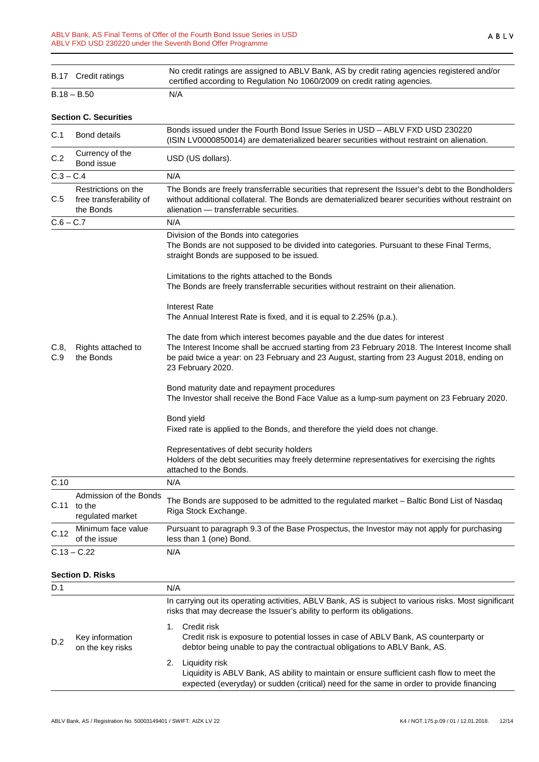| | | |
|---|---|---|
| B.17 | Credit ratings | No credit ratings are assigned to ABLV Bank, AS by credit rating agencies registered and/or certified according to Regulation No 1060/2009 on credit rating agencies. |
| B.18 – B.50 | | N/A |

**Section C. Securities**

| | | |
|---|---|---|
| C.1 | Bond details | Bonds issued under the Fourth Bond Issue Series in USD – ABLV FXD USD 230220 (ISIN LV0000850014) are dematerialized bearer securities without restraint on alienation. |
| C.2 | Currency of the Bond issue | USD (US dollars). |
| C.3 – C.4 | | N/A |
| C.5 | Restrictions on the free transferability of the Bonds | The Bonds are freely transferrable securities that represent the Issuer's debt to the Bondholders without additional collateral. The Bonds are dematerialized bearer securities without restraint on alienation — transferrable securities. |
| C.6 – C.7 | | N/A |
| C.8, C.9 | Rights attached to the Bonds | Division of the Bonds into categories<br>The Bonds are not supposed to be divided into categories. Pursuant to these Final Terms, straight Bonds are supposed to be issued.<br><br>Limitations to the rights attached to the Bonds<br>The Bonds are freely transferrable securities without restraint on their alienation.<br><br>Interest Rate<br>The Annual Interest Rate is fixed, and it is equal to 2.25% (p.a.).<br><br>The date from which interest becomes payable and the due dates for interest<br>The Interest Income shall be accrued starting from 23 February 2018. The Interest Income shall be paid twice a year: on 23 February and 23 August, starting from 23 August 2018, ending on 23 February 2020.<br><br>Bond maturity date and repayment procedures<br>The Investor shall receive the Bond Face Value as a lump-sum payment on 23 February 2020.<br><br>Bond yield<br>Fixed rate is applied to the Bonds, and therefore the yield does not change.<br><br>Representatives of debt security holders<br>Holders of the debt securities may freely determine representatives for exercising the rights attached to the Bonds. |
| C.10 | | N/A |
| C.11 | Admission of the Bonds to the regulated market | The Bonds are supposed to be admitted to the regulated market – Baltic Bond List of Nasdaq Riga Stock Exchange. |
| C.12 | Minimum face value of the issue | Pursuant to paragraph 9.3 of the Base Prospectus, the Investor may not apply for purchasing less than 1 (one) Bond. |
| C.13 – C.22 | | N/A |

**Section D. Risks**

| | | |
|---|---|---|
| D.1 | | N/A |
| D.2 | Key information on the key risks | In carrying out its operating activities, ABLV Bank, AS is subject to various risks. Most significant risks that may decrease the Issuer's ability to perform its obligations.<br><br>1. Credit risk<br>Credit risk is exposure to potential losses in case of ABLV Bank, AS counterparty or debtor being unable to pay the contractual obligations to ABLV Bank, AS.<br><br>2. Liquidity risk<br>Liquidity is ABLV Bank, AS ability to maintain or ensure sufficient cash flow to meet the expected (everyday) or sudden (critical) need for the same in order to provide financing |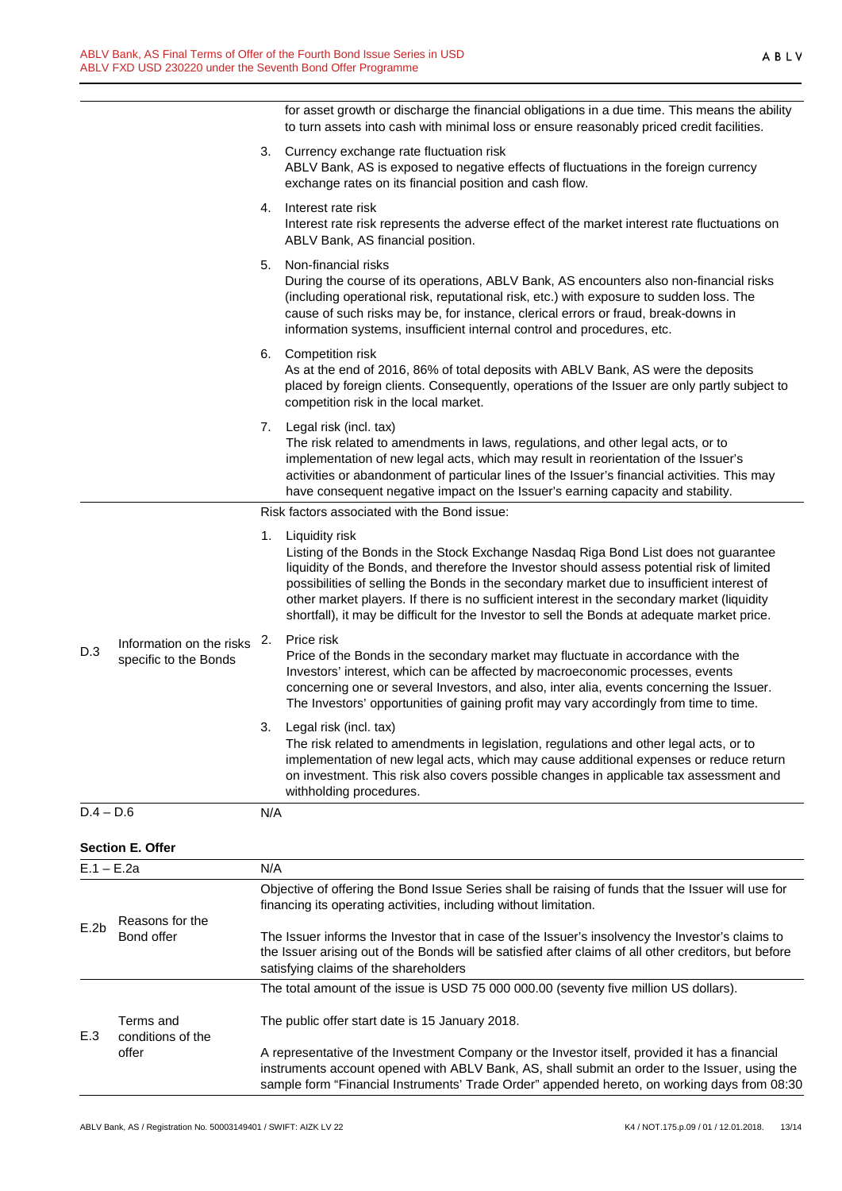| | | |
|---|---|---|
| | | for asset growth or discharge the financial obligations in a due time. This means the ability to turn assets into cash with minimal loss or ensure reasonably priced credit facilities.<br><br>3. Currency exchange rate fluctuation risk<br>ABLV Bank, AS is exposed to negative effects of fluctuations in the foreign currency exchange rates on its financial position and cash flow.<br><br>4. Interest rate risk<br>Interest rate risk represents the adverse effect of the market interest rate fluctuations on ABLV Bank, AS financial position.<br><br>5. Non-financial risks<br>During the course of its operations, ABLV Bank, AS encounters also non-financial risks (including operational risk, reputational risk, etc.) with exposure to sudden loss. The cause of such risks may be, for instance, clerical errors or fraud, break-downs in information systems, insufficient internal control and procedures, etc.<br><br>6. Competition risk<br>As at the end of 2016, 86% of total deposits with ABLV Bank, AS were the deposits placed by foreign clients. Consequently, operations of the Issuer are only partly subject to competition risk in the local market.<br><br>7. Legal risk (incl. tax)<br>The risk related to amendments in laws, regulations, and other legal acts, or to implementation of new legal acts, which may result in reorientation of the Issuer's activities or abandonment of particular lines of the Issuer's financial activities. This may have consequent negative impact on the Issuer's earning capacity and stability. |
| D.3 | Information on the risks specific to the Bonds | Risk factors associated with the Bond issue:<br><br>1. Liquidity risk<br>Listing of the Bonds in the Stock Exchange Nasdaq Riga Bond List does not guarantee liquidity of the Bonds, and therefore the Investor should assess potential risk of limited possibilities of selling the Bonds in the secondary market due to insufficient interest of other market players. If there is no sufficient interest in the secondary market (liquidity shortfall), it may be difficult for the Investor to sell the Bonds at adequate market price.<br><br>2. Price risk<br>Price of the Bonds in the secondary market may fluctuate in accordance with the Investors' interest, which can be affected by macroeconomic processes, events concerning one or several Investors, and also, inter alia, events concerning the Issuer. The Investors' opportunities of gaining profit may vary accordingly from time to time.<br><br>3. Legal risk (incl. tax)<br>The risk related to amendments in legislation, regulations and other legal acts, or to implementation of new legal acts, which may cause additional expenses or reduce return on investment. This risk also covers possible changes in applicable tax assessment and withholding procedures. |
| D.4 – D.6 | | N/A |

**Section E. Offer**

| | | |
|---|---|---|
| E.1 – E.2a | | N/A |
| E.2b | Reasons for the Bond offer | Objective of offering the Bond Issue Series shall be raising of funds that the Issuer will use for financing its operating activities, including without limitation.<br><br>The Issuer informs the Investor that in case of the Issuer's insolvency the Investor's claims to the Issuer arising out of the Bonds will be satisfied after claims of all other creditors, but before satisfying claims of the shareholders |
| E.3 | Terms and conditions of the offer | The total amount of the issue is USD 75 000 000.00 (seventy five million US dollars).<br><br>The public offer start date is 15 January 2018.<br><br>A representative of the Investment Company or the Investor itself, provided it has a financial instruments account opened with ABLV Bank, AS, shall submit an order to the Issuer, using the sample form "Financial Instruments' Trade Order" appended hereto, on working days from 08:30 |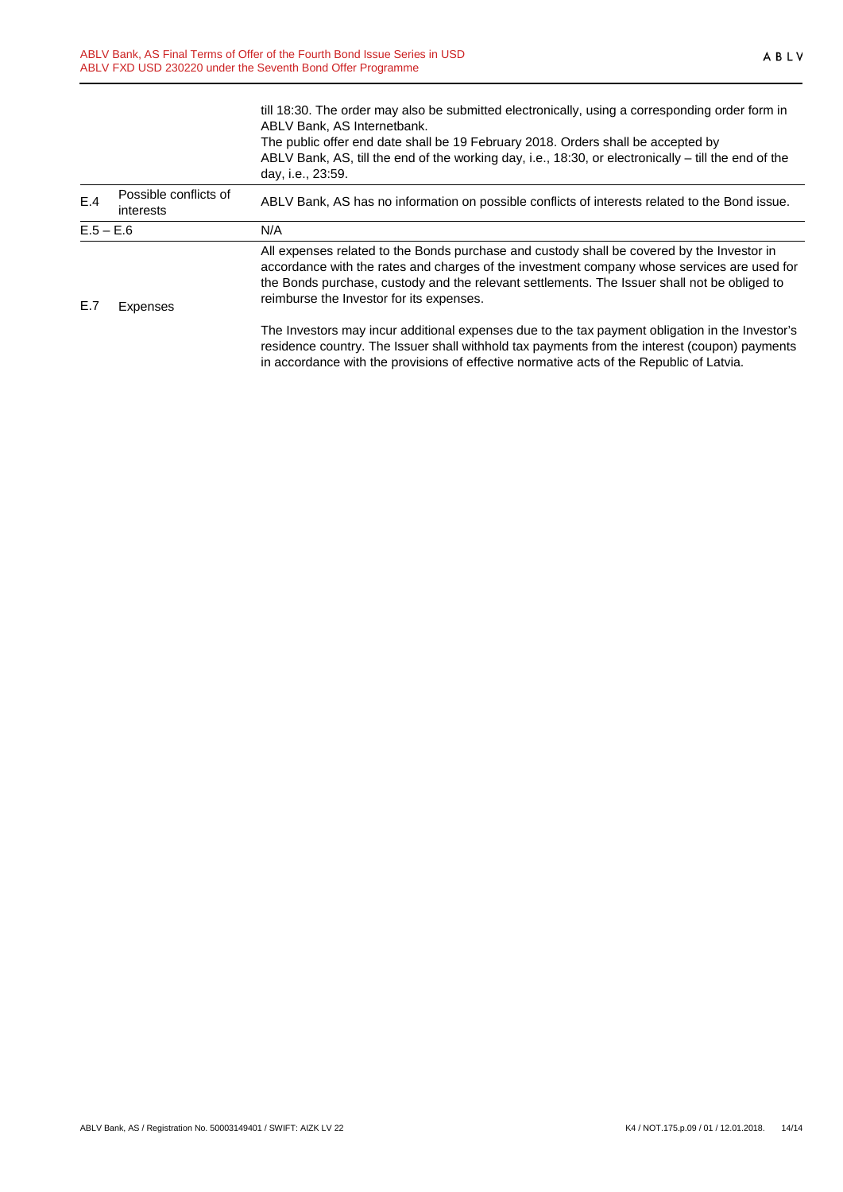| | | |
|---|---|---|
| | | till 18:30. The order may also be submitted electronically, using a corresponding order form in ABLV Bank, AS Internetbank.<br>The public offer end date shall be 19 February 2018. Orders shall be accepted by ABLV Bank, AS, till the end of the working day, i.e., 18:30, or electronically – till the end of the day, i.e., 23:59. |
| E.4 | Possible conflicts of interests | ABLV Bank, AS has no information on possible conflicts of interests related to the Bond issue. |
| E.5 – E.6 | | N/A |
| E.7 | Expenses | All expenses related to the Bonds purchase and custody shall be covered by the Investor in accordance with the rates and charges of the investment company whose services are used for the Bonds purchase, custody and the relevant settlements. The Issuer shall not be obliged to reimburse the Investor for its expenses.<br><br>The Investors may incur additional expenses due to the tax payment obligation in the Investor's residence country. The Issuer shall withhold tax payments from the interest (coupon) payments in accordance with the provisions of effective normative acts of the Republic of Latvia. |